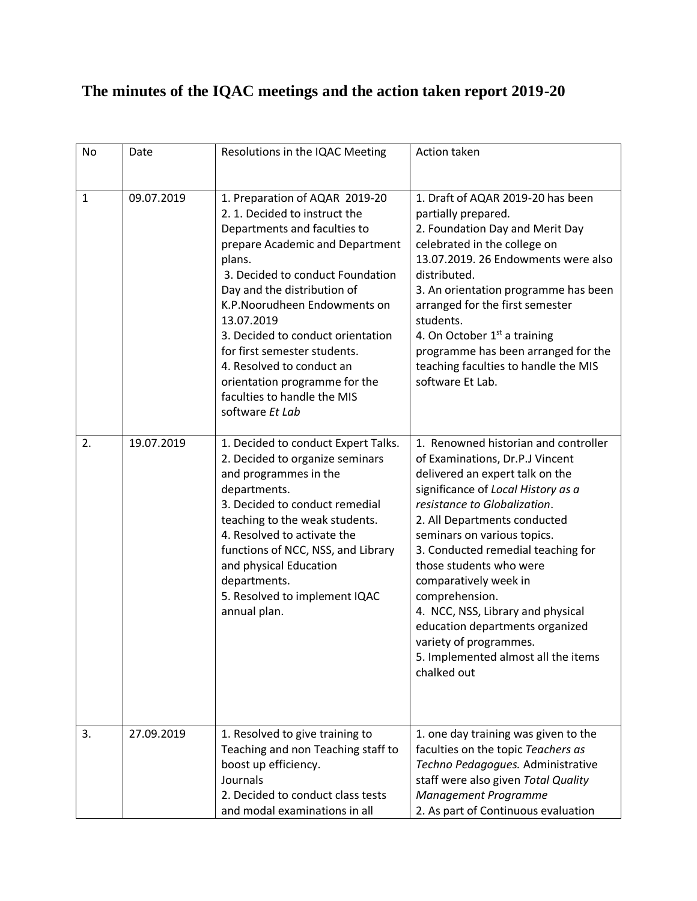# The minutes of the IQAC meetings and the action taken report 2019-20

| No | Date | Resolutions in the IQAC Meeting | Action taken |
|---|---|---|---|
| 1 | 09.07.2019 | 1. Preparation of AQAR 2019-20<br>2. 1. Decided to instruct the Departments and faculties to prepare Academic and Department plans.<br>3. Decided to conduct Foundation Day and the distribution of K.P.Noorudheen Endowments on 13.07.2019<br>3. Decided to conduct orientation for first semester students.<br>4. Resolved to conduct an orientation programme for the faculties to handle the MIS software *Et Lab* | 1. Draft of AQAR 2019-20 has been partially prepared.<br>2. Foundation Day and Merit Day celebrated in the college on 13.07.2019. 26 Endowments were also distributed.<br>3. An orientation programme has been arranged for the first semester students.<br>4. On October 1st a training programme has been arranged for the teaching faculties to handle the MIS software Et Lab. |
| 2. | 19.07.2019 | 1. Decided to conduct Expert Talks.<br>2. Decided to organize seminars and programmes in the departments.<br>3. Decided to conduct remedial teaching to the weak students.<br>4. Resolved to activate the functions of NCC, NSS, and Library and physical Education departments.<br>5. Resolved to implement IQAC annual plan. | 1. Renowned historian and controller of Examinations, Dr.P.J Vincent delivered an expert talk on the significance of *Local History as a resistance to Globalization*.<br>2. All Departments conducted seminars on various topics.<br>3. Conducted remedial teaching for those students who were comparatively week in comprehension.<br>4. NCC, NSS, Library and physical education departments organized variety of programmes.<br>5. Implemented almost all the items chalked out |
| 3. | 27.09.2019 | 1. Resolved to give training to Teaching and non Teaching staff to boost up efficiency.<br>Journals<br>2. Decided to conduct class tests and modal examinations in all | 1. one day training was given to the faculties on the topic *Teachers as Techno Pedagogues.* Administrative staff were also given *Total Quality Management Programme*<br>2. As part of Continuous evaluation |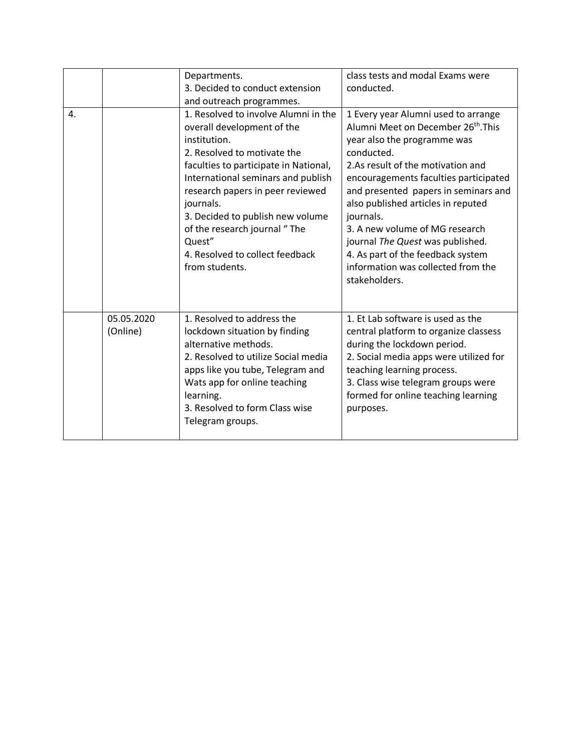| | | | |
|---|---|---|---|
| | | Departments.<br>3. Decided to conduct extension and outreach programmes. | class tests and modal Exams were conducted. |
| 4. | | 1. Resolved to involve Alumni in the overall development of the institution.<br>2. Resolved to motivate the faculties to participate in National, International seminars and publish research papers in peer reviewed journals.<br>3. Decided to publish new volume of the research journal " The Quest"<br>4. Resolved to collect feedback from students. | 1 Every year Alumni used to arrange Alumni Meet on December 26th.This year also the programme was conducted.<br>2.As result of the motivation and encouragements faculties participated and presented papers in seminars and also published articles in reputed journals.<br>3. A new volume of MG research journal *The Quest* was published.<br>4. As part of the feedback system information was collected from the stakeholders. |
| | 05.05.2020 (Online) | 1. Resolved to address the lockdown situation by finding alternative methods.<br>2. Resolved to utilize Social media apps like you tube, Telegram and Wats app for online teaching learning.<br>3. Resolved to form Class wise Telegram groups. | 1. Et Lab software is used as the central platform to organize classess during the lockdown period.<br>2. Social media apps were utilized for teaching learning process.<br>3. Class wise telegram groups were formed for online teaching learning purposes. |